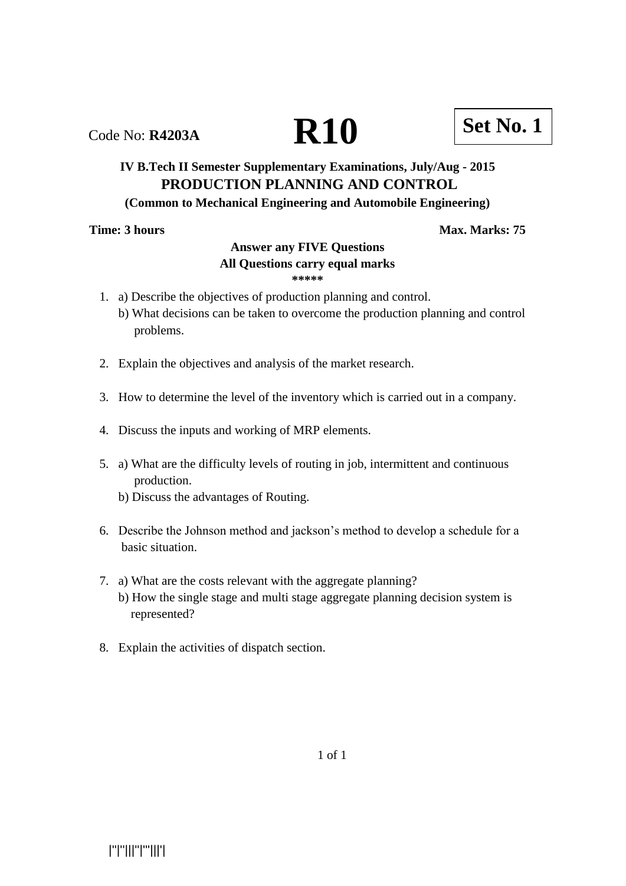Code No: **R4203A** **R10** **Set No. 1**

**IV B.Tech II Semester Supplementary Examinations, July/Aug - 2015**

## PRODUCTION PLANNING AND CONTROL

**(Common to Mechanical Engineering and Automobile Engineering)**

**Time: 3 hours** **Max. Marks: 75**

**Answer any FIVE Questions**
**All Questions carry equal marks**
*****

1. a) Describe the objectives of production planning and control.
   b) What decisions can be taken to overcome the production planning and control problems.

2. Explain the objectives and analysis of the market research.

3. How to determine the level of the inventory which is carried out in a company.

4. Discuss the inputs and working of MRP elements.

5. a) What are the difficulty levels of routing in job, intermittent and continuous production.
   b) Discuss the advantages of Routing.

6. Describe the Johnson method and jackson's method to develop a schedule for a basic situation.

7. a) What are the costs relevant with the aggregate planning?
   b) How the single stage and multi stage aggregate planning decision system is represented?

8. Explain the activities of dispatch section.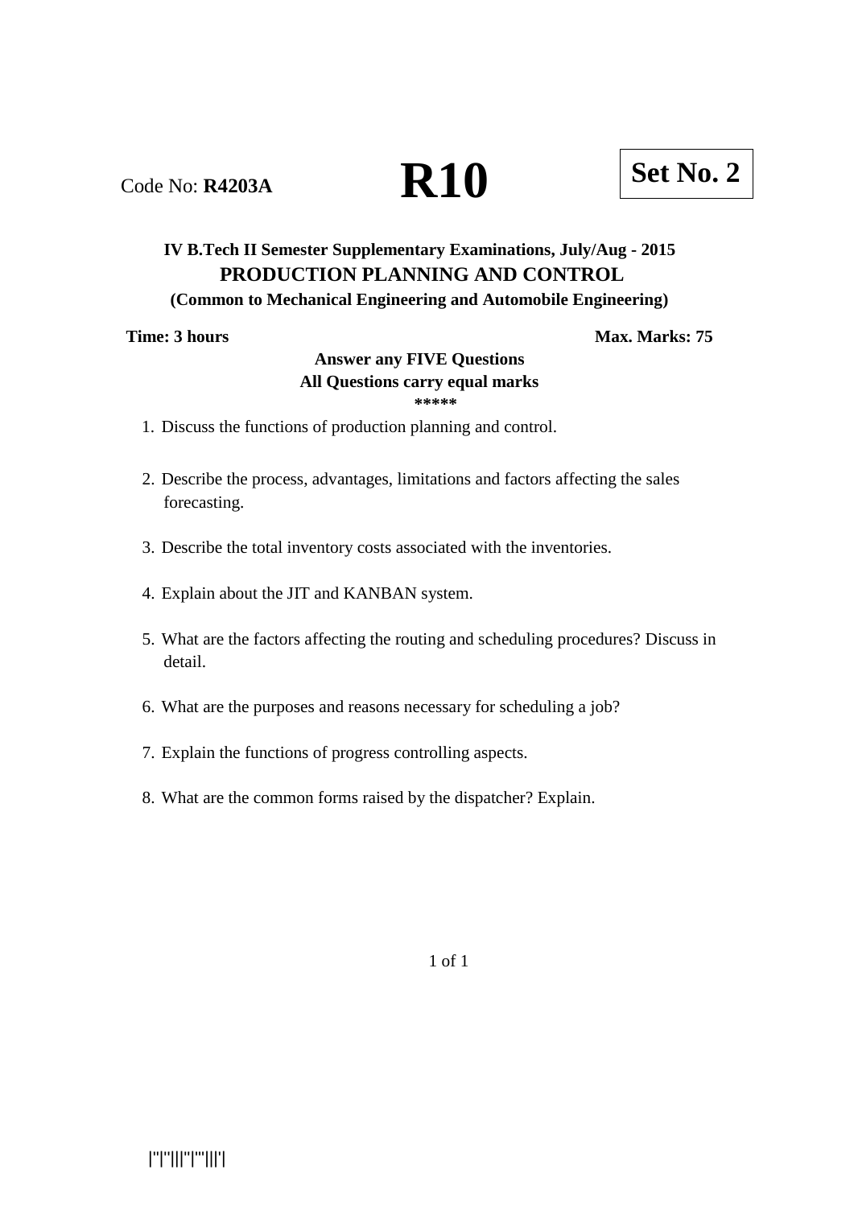Code No: **R4203A**

# R10

**Set No. 2**

**IV B.Tech II Semester Supplementary Examinations, July/Aug - 2015**

## PRODUCTION PLANNING AND CONTROL

**(Common to Mechanical Engineering and Automobile Engineering)**

**Time: 3 hours** **Max. Marks: 75**

**Answer any FIVE Questions**
**All Questions carry equal marks**
*****

1. Discuss the functions of production planning and control.

2. Describe the process, advantages, limitations and factors affecting the sales forecasting.

3. Describe the total inventory costs associated with the inventories.

4. Explain about the JIT and KANBAN system.

5. What are the factors affecting the routing and scheduling procedures? Discuss in detail.

6. What are the purposes and reasons necessary for scheduling a job?

7. Explain the functions of progress controlling aspects.

8. What are the common forms raised by the dispatcher? Explain.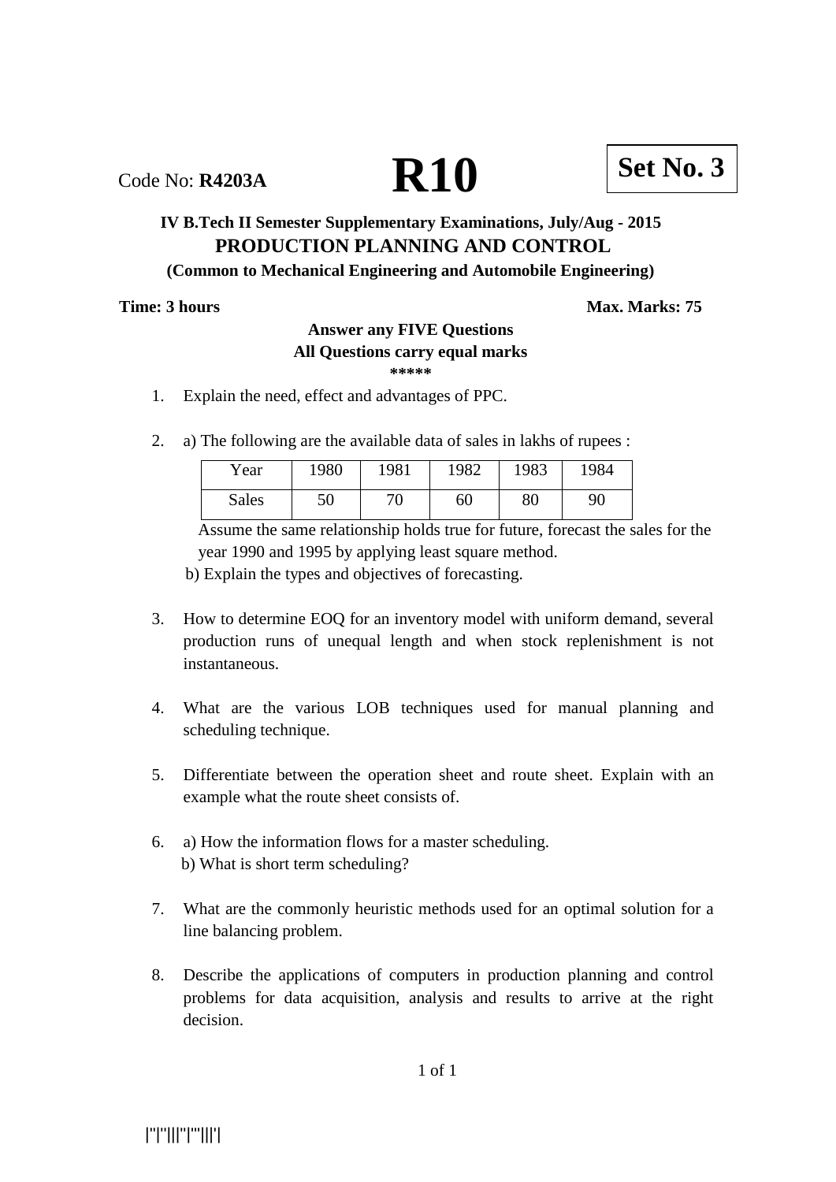Code No: **R4203A** **R10** **Set No. 3**

**IV B.Tech II Semester Supplementary Examinations, July/Aug - 2015**

## PRODUCTION PLANNING AND CONTROL

**(Common to Mechanical Engineering and Automobile Engineering)**

**Time: 3 hours** **Max. Marks: 75**

**Answer any FIVE Questions**
**All Questions carry equal marks**
*****

1. Explain the need, effect and advantages of PPC.

2. a) The following are the available data of sales in lakhs of rupees :

| Year | 1980 | 1981 | 1982 | 1983 | 1984 |
|---|---|---|---|---|---|
| Sales | 50 | 70 | 60 | 80 | 90 |

   Assume the same relationship holds true for future, forecast the sales for the year 1990 and 1995 by applying least square method.

   b) Explain the types and objectives of forecasting.

3. How to determine EOQ for an inventory model with uniform demand, several production runs of unequal length and when stock replenishment is not instantaneous.

4. What are the various LOB techniques used for manual planning and scheduling technique.

5. Differentiate between the operation sheet and route sheet. Explain with an example what the route sheet consists of.

6. a) How the information flows for a master scheduling.
   b) What is short term scheduling?

7. What are the commonly heuristic methods used for an optimal solution for a line balancing problem.

8. Describe the applications of computers in production planning and control problems for data acquisition, analysis and results to arrive at the right decision.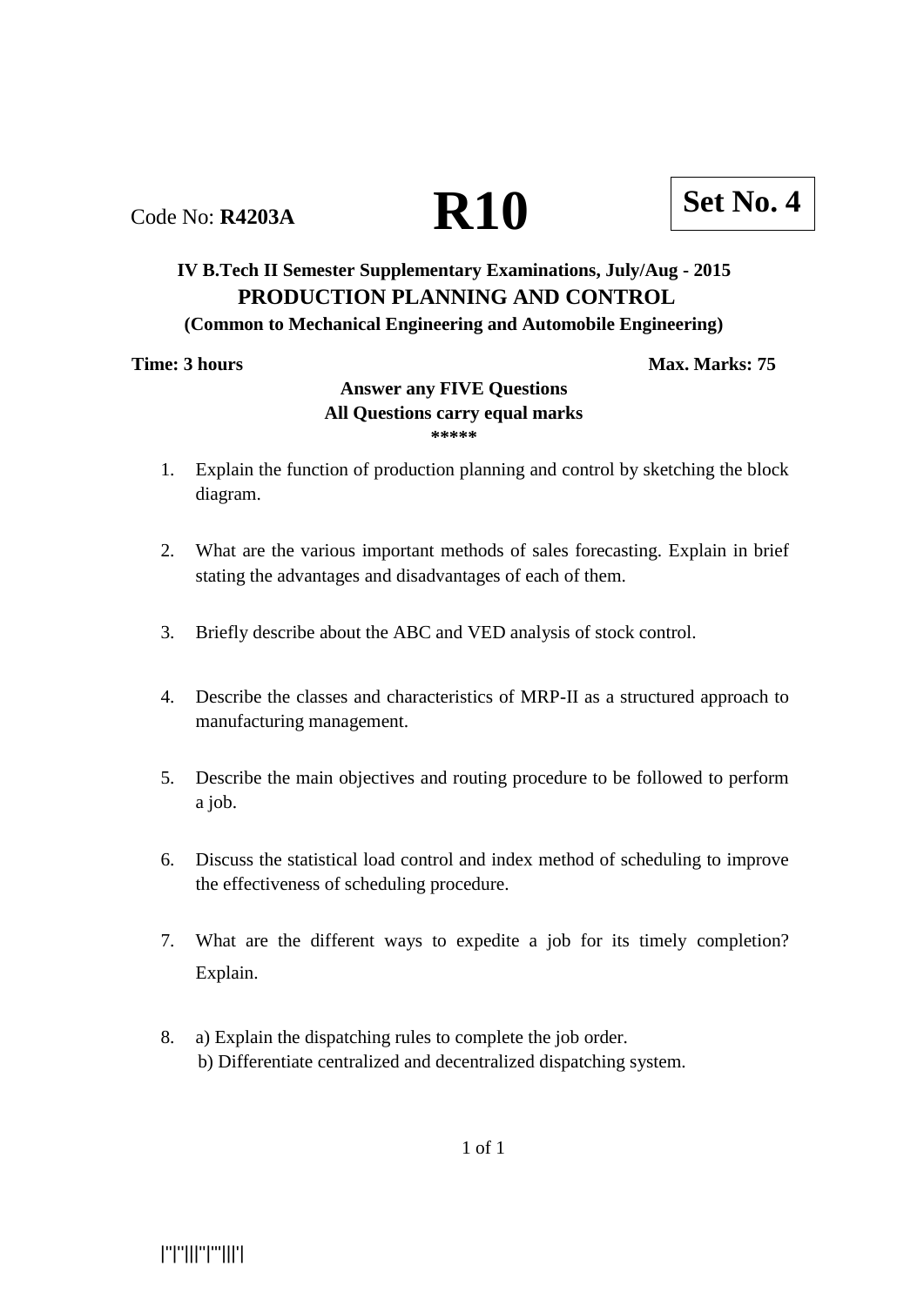Code No: **R4203A** **R10** **Set No. 4**

**IV B.Tech II Semester Supplementary Examinations, July/Aug - 2015**

## PRODUCTION PLANNING AND CONTROL

**(Common to Mechanical Engineering and Automobile Engineering)**

**Time: 3 hours** **Max. Marks: 75**

**Answer any FIVE Questions**
**All Questions carry equal marks**
\*\*\*\*\*

1. Explain the function of production planning and control by sketching the block diagram.

2. What are the various important methods of sales forecasting. Explain in brief stating the advantages and disadvantages of each of them.

3. Briefly describe about the ABC and VED analysis of stock control.

4. Describe the classes and characteristics of MRP-II as a structured approach to manufacturing management.

5. Describe the main objectives and routing procedure to be followed to perform a job.

6. Discuss the statistical load control and index method of scheduling to improve the effectiveness of scheduling procedure.

7. What are the different ways to expedite a job for its timely completion? Explain.

8. a) Explain the dispatching rules to complete the job order.
   b) Differentiate centralized and decentralized dispatching system.